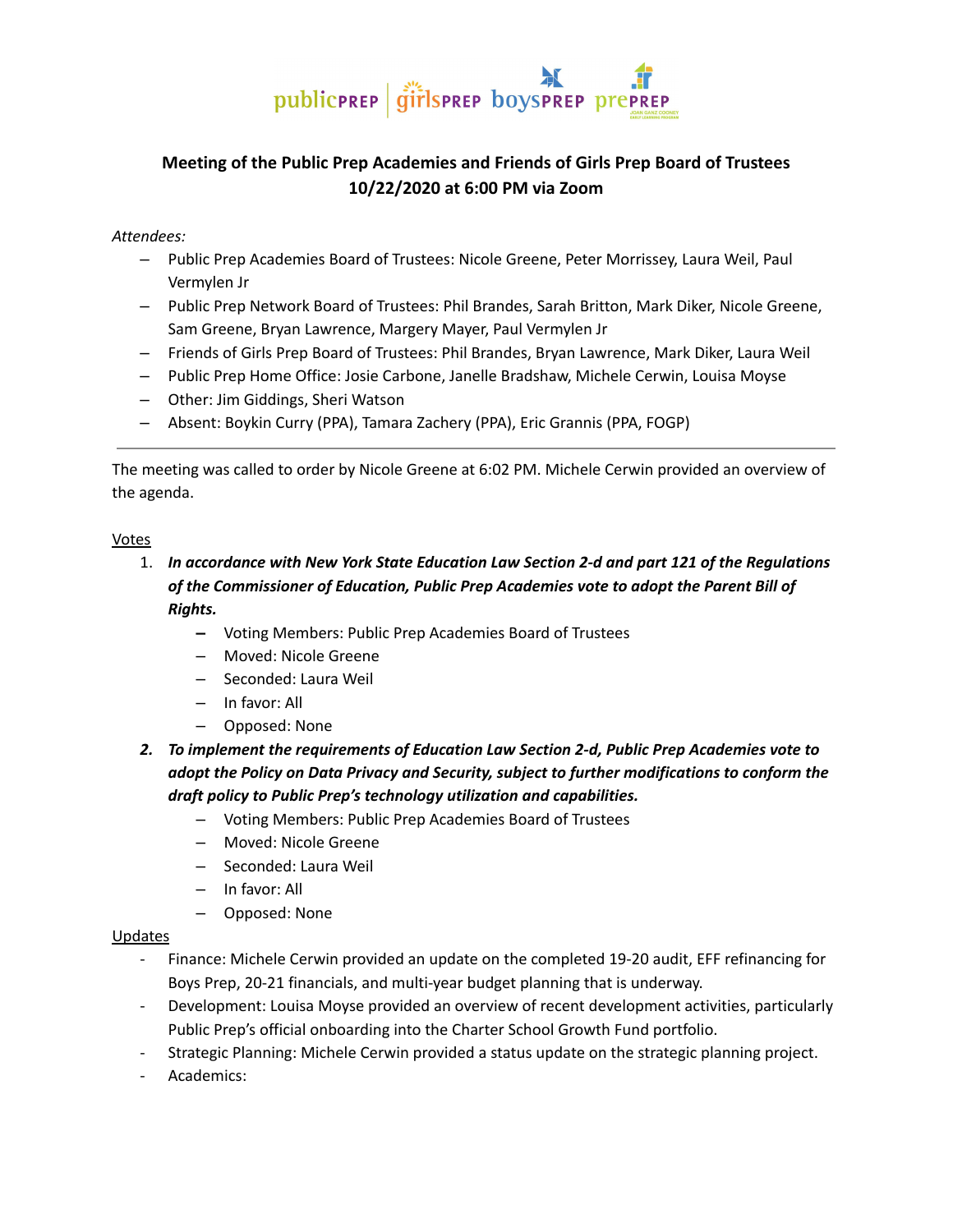publicPREP | girlsPREP boysPREP prePREP

## Meeting of the Public Prep Academies and Friends of Girls Prep Board of Trustees
## 10/22/2020 at 6:00 PM via Zoom

*Attendees:*

- Public Prep Academies Board of Trustees: Nicole Greene, Peter Morrissey, Laura Weil, Paul Vermylen Jr
- Public Prep Network Board of Trustees: Phil Brandes, Sarah Britton, Mark Diker, Nicole Greene, Sam Greene, Bryan Lawrence, Margery Mayer, Paul Vermylen Jr
- Friends of Girls Prep Board of Trustees: Phil Brandes, Bryan Lawrence, Mark Diker, Laura Weil
- Public Prep Home Office: Josie Carbone, Janelle Bradshaw, Michele Cerwin, Louisa Moyse
- Other: Jim Giddings, Sheri Watson
- Absent: Boykin Curry (PPA), Tamara Zachery (PPA), Eric Grannis (PPA, FOGP)

---

The meeting was called to order by Nicole Greene at 6:02 PM. Michele Cerwin provided an overview of the agenda.

Votes

1. ***In accordance with New York State Education Law Section 2-d and part 121 of the Regulations of the Commissioner of Education, Public Prep Academies vote to adopt the Parent Bill of Rights.***
   - Voting Members: Public Prep Academies Board of Trustees
   - Moved: Nicole Greene
   - Seconded: Laura Weil
   - In favor: All
   - Opposed: None
2. ***To implement the requirements of Education Law Section 2-d, Public Prep Academies vote to adopt the Policy on Data Privacy and Security, subject to further modifications to conform the draft policy to Public Prep's technology utilization and capabilities.***
   - Voting Members: Public Prep Academies Board of Trustees
   - Moved: Nicole Greene
   - Seconded: Laura Weil
   - In favor: All
   - Opposed: None

Updates

- Finance: Michele Cerwin provided an update on the completed 19-20 audit, EFF refinancing for Boys Prep, 20-21 financials, and multi-year budget planning that is underway.
- Development: Louisa Moyse provided an overview of recent development activities, particularly Public Prep's official onboarding into the Charter School Growth Fund portfolio.
- Strategic Planning: Michele Cerwin provided a status update on the strategic planning project.
- Academics: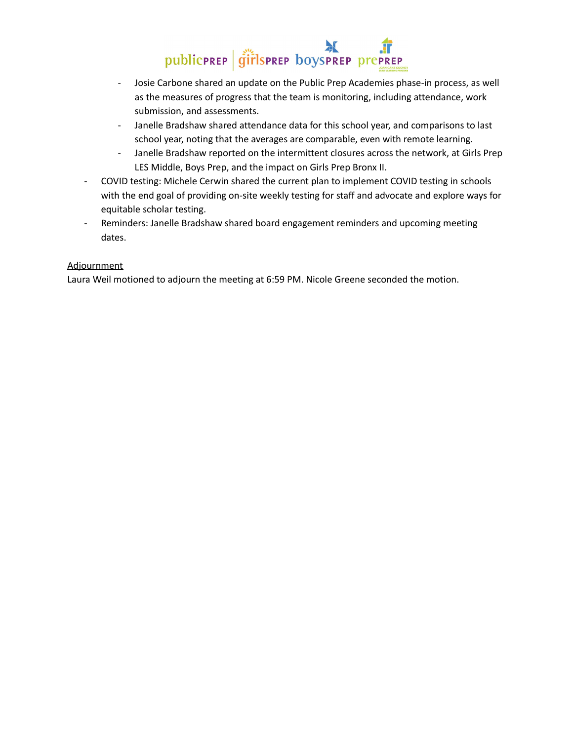- Josie Carbone shared an update on the Public Prep Academies phase-in process, as well as the measures of progress that the team is monitoring, including attendance, work submission, and assessments.
  - Janelle Bradshaw shared attendance data for this school year, and comparisons to last school year, noting that the averages are comparable, even with remote learning.
  - Janelle Bradshaw reported on the intermittent closures across the network, at Girls Prep LES Middle, Boys Prep, and the impact on Girls Prep Bronx II.
- COVID testing: Michele Cerwin shared the current plan to implement COVID testing in schools with the end goal of providing on-site weekly testing for staff and advocate and explore ways for equitable scholar testing.
- Reminders: Janelle Bradshaw shared board engagement reminders and upcoming meeting dates.

Adjournment

Laura Weil motioned to adjourn the meeting at 6:59 PM. Nicole Greene seconded the motion.